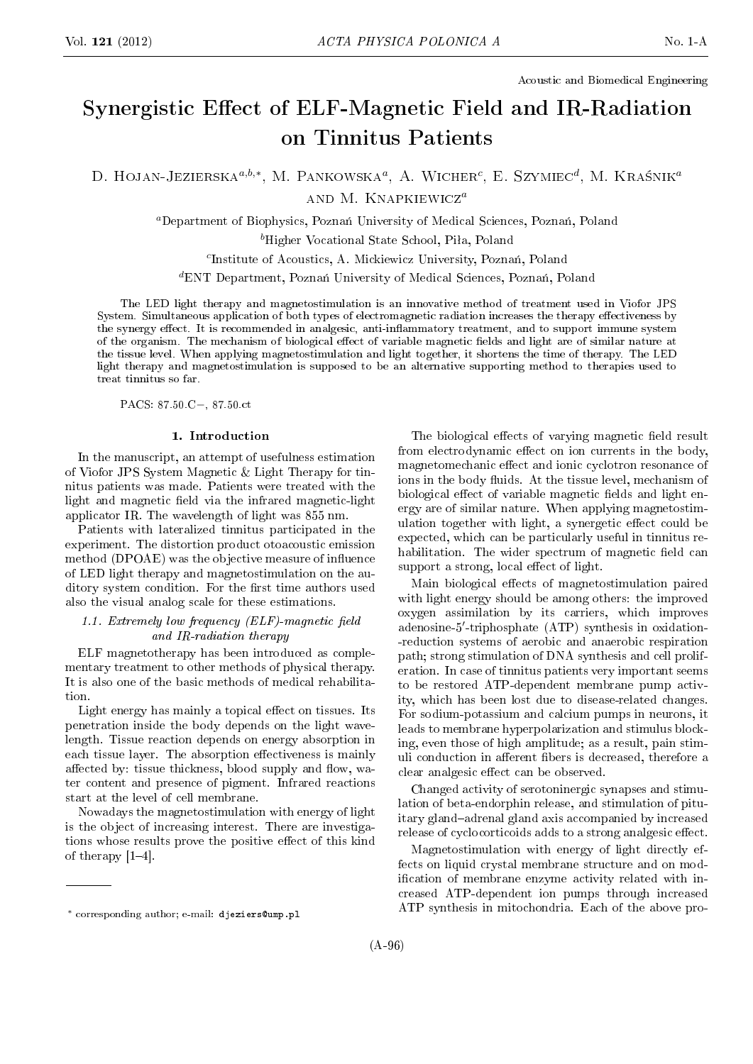Acoustic and Biomedical Engineering

# Synergistic Effect of ELF-Magnetic Field and IR-Radiation on Tinnitus Patients

D. Hojan-Jezierska[a,b,*], M. Pankowska[a], A. Wicher[c], E. Szymiec[d], M. Kraśnik[a] and M. Knapkiewicz[a]

[a]Department of Biophysics, Poznań University of Medical Sciences, Poznań, Poland

[b]Higher Vocational State School, Piła, Poland

[c]Institute of Acoustics, A. Mickiewicz University, Poznań, Poland

[d]ENT Department, Poznań University of Medical Sciences, Poznań, Poland

The LED light therapy and magnetostimulation is an innovative method of treatment used in Viofor JPS System. Simultaneous application of both types of electromagnetic radiation increases the therapy effectiveness by the synergy effect. It is recommended in analgesic, anti-inflammatory treatment, and to support immune system of the organism. The mechanism of biological effect of variable magnetic fields and light are of similar nature at the tissue level. When applying magnetostimulation and light together, it shortens the time of therapy. The LED light therapy and magnetostimulation is supposed to be an alternative supporting method to therapies used to treat tinnitus so far.

PACS: 87.50.C−, 87.50.ct

## 1. Introduction

In the manuscript, an attempt of usefulness estimation of Viofor JPS System Magnetic & Light Therapy for tinnitus patients was made. Patients were treated with the light and magnetic field via the infrared magnetic-light applicator IR. The wavelength of light was 855 nm.

Patients with lateralized tinnitus participated in the experiment. The distortion product otoacoustic emission method (DPOAE) was the objective measure of influence of LED light therapy and magnetostimulation on the auditory system condition. For the first time authors used also the visual analog scale for these estimations.

### *1.1. Extremely low frequency (ELF)-magnetic field and IR-radiation therapy*

ELF magnetotherapy has been introduced as complementary treatment to other methods of physical therapy. It is also one of the basic methods of medical rehabilitation.

Light energy has mainly a topical effect on tissues. Its penetration inside the body depends on the light wavelength. Tissue reaction depends on energy absorption in each tissue layer. The absorption effectiveness is mainly affected by: tissue thickness, blood supply and flow, water content and presence of pigment. Infrared reactions start at the level of cell membrane.

Nowadays the magnetostimulation with energy of light is the object of increasing interest. There are investigations whose results prove the positive effect of this kind of therapy [1–4].

The biological effects of varying magnetic field result from electrodynamic effect on ion currents in the body, magnetomechanic effect and ionic cyclotron resonance of ions in the body fluids. At the tissue level, mechanism of biological effect of variable magnetic fields and light energy are of similar nature. When applying magnetostimulation together with light, a synergetic effect could be expected, which can be particularly useful in tinnitus rehabilitation. The wider spectrum of magnetic field can support a strong, local effect of light.

Main biological effects of magnetostimulation paired with light energy should be among others: the improved oxygen assimilation by its carriers, which improves adenosine-5′-triphosphate (ATP) synthesis in oxidation-reduction systems of aerobic and anaerobic respiration path; strong stimulation of DNA synthesis and cell proliferation. In case of tinnitus patients very important seems to be restored ATP-dependent membrane pump activity, which has been lost due to disease-related changes. For sodium-potassium and calcium pumps in neurons, it leads to membrane hyperpolarization and stimulus blocking, even those of high amplitude; as a result, pain stimuli conduction in afferent fibers is decreased, therefore a clear analgesic effect can be observed.

Changed activity of serotoninergic synapses and stimulation of beta-endorphin release, and stimulation of pituitary gland–adrenal gland axis accompanied by increased release of cyclocorticoids adds to a strong analgesic effect.

Magnetostimulation with energy of light directly effects on liquid crystal membrane structure and on modification of membrane enzyme activity related with increased ATP-dependent ion pumps through increased ATP synthesis in mitochondria. Each of the above pro-

* corresponding author; e-mail: djeziers@ump.pl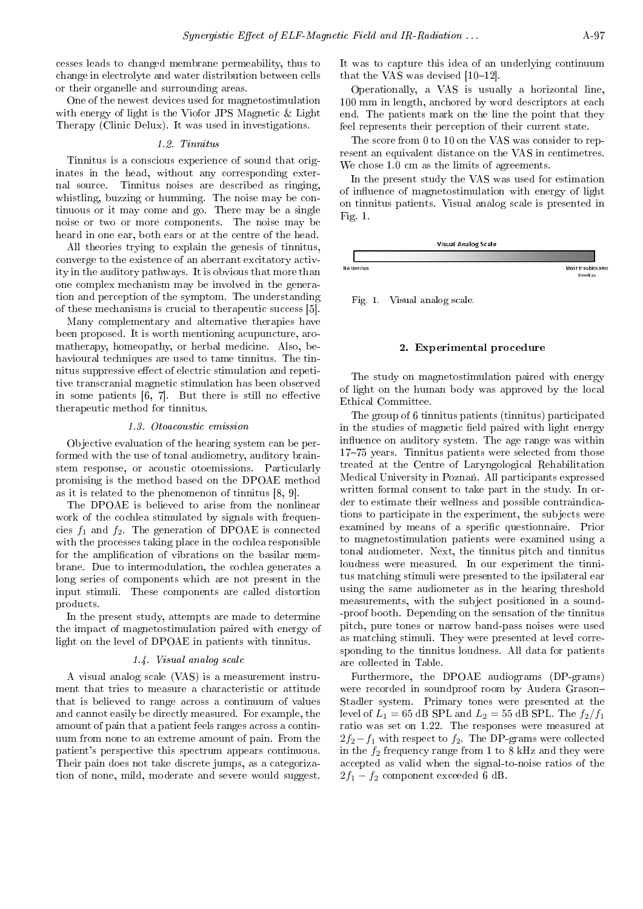cesses leads to changed membrane permeability, thus to change in electrolyte and water distribution between cells or their organelle and surrounding areas.

One of the newest devices used for magnetostimulation with energy of light is the Viofor JPS Magnetic & Light Therapy (Clinic Delux). It was used in investigations.

### *1.2. Tinnitus*

Tinnitus is a conscious experience of sound that originates in the head, without any corresponding external source. Tinnitus noises are described as ringing, whistling, buzzing or humming. The noise may be continuous or it may come and go. There may be a single noise or two or more components. The noise may be heard in one ear, both ears or at the centre of the head.

All theories trying to explain the genesis of tinnitus, converge to the existence of an aberrant excitatory activity in the auditory pathways. It is obvious that more than one complex mechanism may be involved in the generation and perception of the symptom. The understanding of these mechanisms is crucial to therapeutic success [5].

Many complementary and alternative therapies have been proposed. It is worth mentioning acupuncture, aromatherapy, homeopathy, or herbal medicine. Also, behavioural techniques are used to tame tinnitus. The tinnitus suppressive effect of electric stimulation and repetitive transcranial magnetic stimulation has been observed in some patients [6, 7]. But there is still no effective therapeutic method for tinnitus.

### *1.3. Otoacoustic emission*

Objective evaluation of the hearing system can be performed with the use of tonal audiometry, auditory brainstem response, or acoustic otoemissions. Particularly promising is the method based on the DPOAE method as it is related to the phenomenon of tinnitus [8, 9].

The DPOAE is believed to arise from the nonlinear work of the cochlea stimulated by signals with frequencies $f_1$ and $f_2$. The generation of DPOAE is connected with the processes taking place in the cochlea responsible for the amplification of vibrations on the basilar membrane. Due to intermodulation, the cochlea generates a long series of components which are not present in the input stimuli. These components are called distortion products.

In the present study, attempts are made to determine the impact of magnetostimulation paired with energy of light on the level of DPOAE in patients with tinnitus.

### *1.4. Visual analog scale*

A visual analog scale (VAS) is a measurement instrument that tries to measure a characteristic or attitude that is believed to range across a continuum of values and cannot easily be directly measured. For example, the amount of pain that a patient feels ranges across a continuum from none to an extreme amount of pain. From the patient's perspective this spectrum appears continuous. Their pain does not take discrete jumps, as a categorization of none, mild, moderate and severe would suggest. It was to capture this idea of an underlying continuum that the VAS was devised [10–12].

Operationally, a VAS is usually a horizontal line, 100 mm in length, anchored by word descriptors at each end. The patients mark on the line the point that they feel represents their perception of their current state.

The score from 0 to 10 on the VAS was consider to represent an equivalent distance on the VAS in centimetres. We chose 1.0 cm as the limits of agreements.

In the present study the VAS was used for estimation of influence of magnetostimulation with energy of light on tinnitus patients. Visual analog scale is presented in Fig. 1.

Visual Analog Scale

No tinnitus — Most troublesome tinnitus

Fig. 1. Visual analog scale.

## 2. Experimental procedure

The study on magnetostimulation paired with energy of light on the human body was approved by the local Ethical Committee.

The group of 6 tinnitus patients (tinnitus) participated in the studies of magnetic field paired with light energy influence on auditory system. The age range was within 17–75 years. Tinnitus patients were selected from those treated at the Centre of Laryngological Rehabilitation Medical University in Poznań. All participants expressed written formal consent to take part in the study. In order to estimate their wellness and possible contraindications to participate in the experiment, the subjects were examined by means of a specific questionnaire. Prior to magnetostimulation patients were examined using a tonal audiometer. Next, the tinnitus pitch and tinnitus loudness were measured. In our experiment the tinnitus matching stimuli were presented to the ipsilateral ear using the same audiometer as in the hearing threshold measurements, with the subject positioned in a sound-proof booth. Depending on the sensation of the tinnitus pitch, pure tones or narrow band-pass noises were used as matching stimuli. They were presented at level corresponding to the tinnitus loudness. All data for patients are collected in Table.

Furthermore, the DPOAE audiograms (DP-grams) were recorded in soundproof room by Audera Grason–Stadler system. Primary tones were presented at the level of $L_1 = 65$ dB SPL and $L_2 = 55$ dB SPL. The $f_2/f_1$ ratio was set on 1.22. The responses were measured at $2f_2 - f_1$ with respect to $f_2$. The DP-grams were collected in the $f_2$ frequency range from 1 to 8 kHz and they were accepted as valid when the signal-to-noise ratios of the $2f_1 - f_2$ component exceeded 6 dB.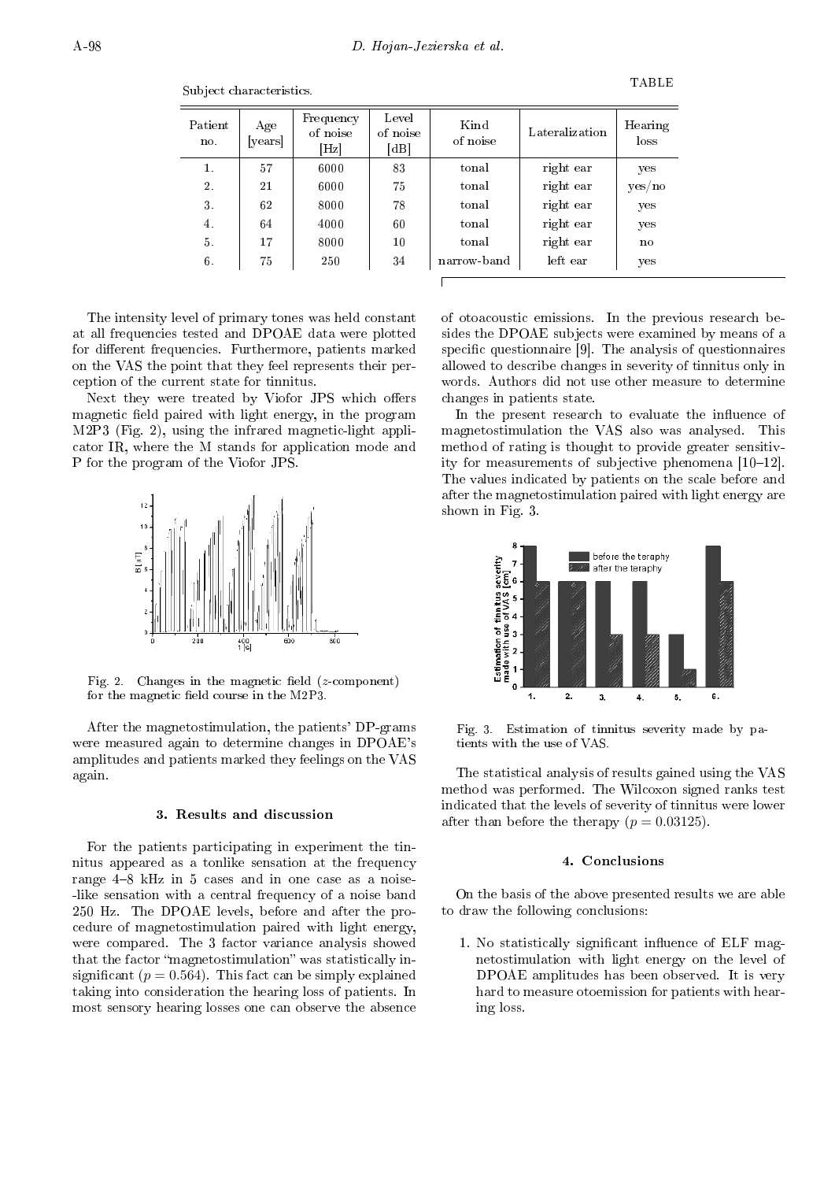TABLE

Subject characteristics.

| Patient no. | Age [years] | Frequency of noise [Hz] | Level of noise [dB] | Kind of noise | Lateralization | Hearing loss |
|---|---|---|---|---|---|---|
| 1. | 57 | 6000 | 83 | tonal | right ear | yes |
| 2. | 21 | 6000 | 75 | tonal | right ear | yes/no |
| 3. | 62 | 8000 | 78 | tonal | right ear | yes |
| 4. | 64 | 4000 | 60 | tonal | right ear | yes |
| 5. | 17 | 8000 | 10 | tonal | right ear | no |
| 6. | 75 | 250 | 34 | narrow-band | left ear | yes |

The intensity level of primary tones was held constant at all frequencies tested and DPOAE data were plotted for different frequencies. Furthermore, patients marked on the VAS the point that they feel represents their perception of the current state for tinnitus.

Next they were treated by Viofor JPS which offers magnetic field paired with light energy, in the program M2P3 (Fig. 2), using the infrared magnetic-light applicator IR, where the M stands for application mode and P for the program of the Viofor JPS.

Fig. 2. Changes in the magnetic field ($z$-component) for the magnetic field course in the M2P3.

After the magnetostimulation, the patients' DP-grams were measured again to determine changes in DPOAE's amplitudes and patients marked they feelings on the VAS again.

### 3. Results and discussion

For the patients participating in experiment the tinnitus appeared as a tonlike sensation at the frequency range 4–8 kHz in 5 cases and in one case as a noise-like sensation with a central frequency of a noise band 250 Hz. The DPOAE levels, before and after the procedure of magnetostimulation paired with light energy, were compared. The 3 factor variance analysis showed that the factor "magnetostimulation" was statistically insignificant ($p = 0.564$). This fact can be simply explained taking into consideration the hearing loss of patients. In most sensory hearing losses one can observe the absence of otoacoustic emissions. In the previous research besides the DPOAE subjects were examined by means of a specific questionnaire [9]. The analysis of questionnaires allowed to describe changes in severity of tinnitus only in words. Authors did not use other measure to determine changes in patients state.

In the present research to evaluate the influence of magnetostimulation the VAS also was analysed. This method of rating is thought to provide greater sensitivity for measurements of subjective phenomena [10–12]. The values indicated by patients on the scale before and after the magnetostimulation paired with light energy are shown in Fig. 3.

Fig. 3. Estimation of tinnitus severity made by patients with the use of VAS.

The statistical analysis of results gained using the VAS method was performed. The Wilcoxon signed ranks test indicated that the levels of severity of tinnitus were lower after than before the therapy ($p = 0.03125$).

### 4. Conclusions

On the basis of the above presented results we are able to draw the following conclusions:

1. No statistically significant influence of ELF magnetostimulation with light energy on the level of DPOAE amplitudes has been observed. It is very hard to measure otoemission for patients with hearing loss.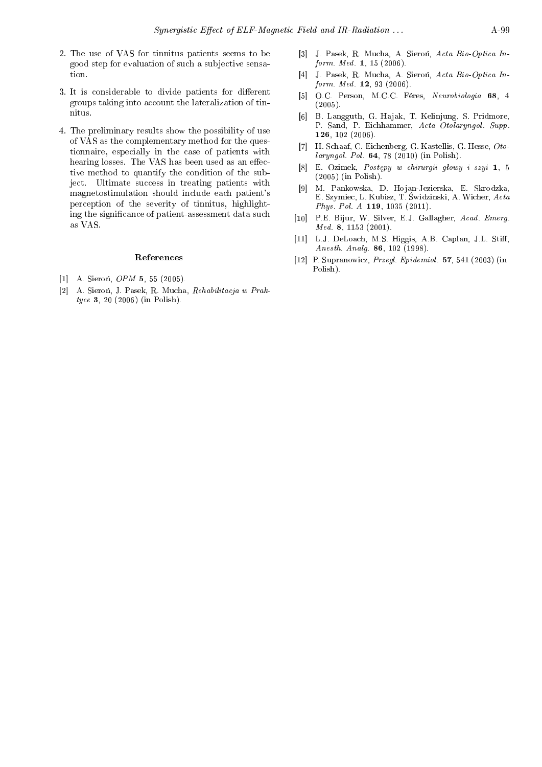2. The use of VAS for tinnitus patients seems to be good step for evaluation of such a subjective sensation.

3. It is considerable to divide patients for different groups taking into account the lateralization of tinnitus.

4. The preliminary results show the possibility of use of VAS as the complementary method for the questionnaire, especially in the case of patients with hearing losses. The VAS has been used as an effective method to quantify the condition of the subject. Ultimate success in treating patients with magnetostimulation should include each patient's perception of the severity of tinnitus, highlighting the significance of patient-assessment data such as VAS.

## References

[1] A. Sieroń, *OPM* **5**, 55 (2005).

[2] A. Sieroń, J. Pasek, R. Mucha, *Rehabilitacja w Praktyce* **3**, 20 (2006) (in Polish).

[3] J. Pasek, R. Mucha, A. Sieroń, *Acta Bio-Optica Inform. Med.* **1**, 15 (2006).

[4] J. Pasek, R. Mucha, A. Sieroń, *Acta Bio-Optica Inform. Med.* **12**, 93 (2006).

[5] O.C. Person, M.C.C. Féres, *Neurobiologia* **68**, 4 (2005).

[6] B. Langguth, G. Hajak, T. Kelinjung, S. Pridmore, P. Sand, P. Eichhammer, *Acta Otolaryngol. Supp.* **126**, 102 (2006).

[7] H. Schaaf, C. Eichenberg, G. Kastellis, G. Hesse, *Otolaryngol. Pol.* **64**, 78 (2010) (in Polish).

[8] E. Ozimek, *Postępy w chirurgii głowy i szyi* **1**, 5 (2005) (in Polish).

[9] M. Pankowska, D. Hojan-Jezierska, E. Skrodzka, E. Szymiec, L. Kubisz, T. Świdzinski, A. Wicher, *Acta Phys. Pol. A* **119**, 1035 (2011).

[10] P.E. Bijur, W. Silver, E.J. Gallagher, *Acad. Emerg. Med.* **8**, 1153 (2001).

[11] L.J. DeLoach, M.S. Higgis, A.B. Caplan, J.L. Stiff, *Anesth. Analg.* **86**, 102 (1998).

[12] P. Supranowicz, *Przegl. Epidemiol.* **57**, 541 (2003) (in Polish).